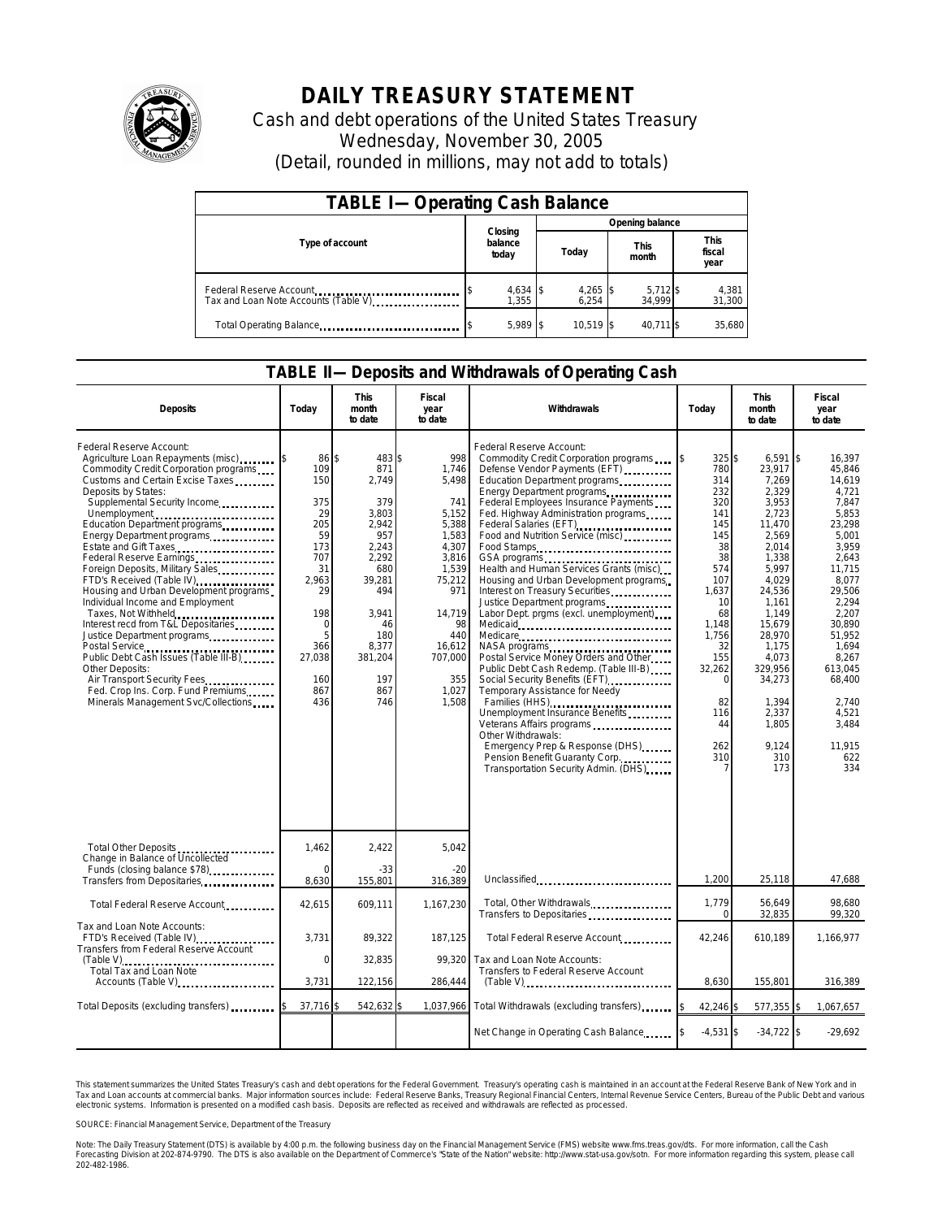# DAILY TREASURY STATEMENT

Cash and debt operations of the United States Treasury
Wednesday, November 30, 2005
(Detail, rounded in millions, may not add to totals)

## TABLE I—Operating Cash Balance

| Type of account | Closing balance today | Opening balance Today | Opening balance This month | Opening balance This fiscal year |
|---|---|---|---|---|
| Federal Reserve Account | $ 4,634 | $ 4,265 | $ 5,712 | $ 4,381 |
| Tax and Loan Note Accounts (Table V) | 1,355 | 6,254 | 34,999 | 31,300 |
| Total Operating Balance | $ 5,989 | $ 10,519 | $ 40,711 | $ 35,680 |

## TABLE II—Deposits and Withdrawals of Operating Cash

| Deposits | Today | This month to date | Fiscal year to date | Withdrawals | Today | This month to date | Fiscal year to date |
|---|---|---|---|---|---|---|---|
| Federal Reserve Account: | | | | Federal Reserve Account: | | | |
| Agriculture Loan Repayments (misc) | $ 86 | $ 483 | $ 998 | Commodity Credit Corporation programs | $ 325 | $ 6,591 | $ 16,397 |
| Commodity Credit Corporation programs | 109 | 871 | 1,746 | Defense Vendor Payments (EFT) | 780 | 23,917 | 45,846 |
| Customs and Certain Excise Taxes | 150 | 2,749 | 5,498 | Education Department programs | 314 | 7,269 | 14,619 |
| Deposits by States: | | | | Energy Department programs | 232 | 2,329 | 4,721 |
| Supplemental Security Income | 375 | 379 | 741 | Federal Employees Insurance Payments | 320 | 3,953 | 7,847 |
| Unemployment | 29 | 3,803 | 5,152 | Fed. Highway Administration programs | 141 | 2,723 | 5,853 |
| Education Department programs | 205 | 2,942 | 5,388 | Federal Salaries (EFT) | 145 | 11,470 | 23,298 |
| Energy Department programs | 59 | 957 | 1,583 | Food and Nutrition Service (misc) | 145 | 2,569 | 5,001 |
| Estate and Gift Taxes | 173 | 2,243 | 4,307 | Food Stamps | 38 | 2,014 | 3,959 |
| Federal Reserve Earnings | 707 | 2,292 | 3,816 | GSA programs | 38 | 1,338 | 2,643 |
| Foreign Deposits, Military Sales | 31 | 680 | 1,539 | Health and Human Services Grants (misc) | 574 | 5,997 | 11,715 |
| FTD's Received (Table IV) | 2,963 | 39,281 | 75,212 | Housing and Urban Development programs | 107 | 4,029 | 8,077 |
| Housing and Urban Development programs | 29 | 494 | 971 | Interest on Treasury Securities | 1,637 | 24,536 | 29,506 |
| Individual Income and Employment | | | | Justice Department programs | 10 | 1,161 | 2,294 |
| Taxes, Not Withheld | 198 | 3,941 | 14,719 | Labor Dept. prgms (excl. unemployment) | 68 | 1,149 | 2,207 |
| Interest recd from T&L Depositaries | 0 | 46 | 98 | Medicaid | 1,148 | 15,679 | 30,890 |
| Justice Department programs | 5 | 180 | 440 | Medicare | 1,756 | 28,970 | 51,952 |
| Postal Service | 366 | 8,377 | 16,612 | NASA programs | 32 | 1,175 | 1,694 |
| Public Debt Cash Issues (Table III-B) | 27,038 | 381,204 | 707,000 | Postal Service Money Orders and Other | 155 | 4,073 | 8,267 |
| Other Deposits: | | | | Public Debt Cash Redemp. (Table III-B) | 32,262 | 329,956 | 613,045 |
| Air Transport Security Fees | 160 | 197 | 355 | Social Security Benefits (EFT) | 0 | 34,273 | 68,400 |
| Fed. Crop Ins. Corp. Fund Premiums | 867 | 867 | 1,027 | Temporary Assistance for Needy | | | |
| Minerals Management Svc/Collections | 436 | 746 | 1,508 | Families (HHS) | 82 | 1,394 | 2,740 |
| | | | | Unemployment Insurance Benefits | 116 | 2,337 | 4,521 |
| | | | | Veterans Affairs programs | 44 | 1,805 | 3,484 |
| | | | | Other Withdrawals: | | | |
| | | | | Emergency Prep & Response (DHS) | 262 | 9,124 | 11,915 |
| | | | | Pension Benefit Guaranty Corp. | 310 | 310 | 622 |
| | | | | Transportation Security Admin. (DHS) | 7 | 173 | 334 |
| Total Other Deposits | 1,462 | 2,422 | 5,042 | | | | |
| Change in Balance of Uncollected Funds (closing balance $78) | 0 | -33 | -20 | | | | |
| Transfers from Depositaries | 8,630 | 155,801 | 316,389 | Unclassified | 1,200 | 25,118 | 47,688 |
| Total Federal Reserve Account | 42,615 | 609,111 | 1,167,230 | Total, Other Withdrawals | 1,779 | 56,649 | 98,680 |
| | | | | Transfers to Depositaries | 0 | 32,835 | 99,320 |
| Tax and Loan Note Accounts: | | | | Total Federal Reserve Account | 42,246 | 610,189 | 1,166,977 |
| FTD's Received (Table IV) | 3,731 | 89,322 | 187,125 | | | | |
| Transfers from Federal Reserve Account (Table V) | 0 | 32,835 | 99,320 | Tax and Loan Note Accounts: Transfers to Federal Reserve Account (Table V) | 8,630 | 155,801 | 316,389 |
| Total Tax and Loan Note Accounts (Table V) | 3,731 | 122,156 | 286,444 | | | | |
| Total Deposits (excluding transfers) | $ 37,716 | $ 542,632 | $ 1,037,966 | Total Withdrawals (excluding transfers) | $ 42,246 | $ 577,355 | $ 1,067,657 |
| | | | | Net Change in Operating Cash Balance | $ -4,531 | $ -34,722 | $ -29,692 |

This statement summarizes the United States Treasury's cash and debt operations for the Federal Government. Treasury's operating cash is maintained in an account at the Federal Reserve Bank of New York and in Tax and Loan accounts at commercial banks. Major information sources include: Federal Reserve Banks, Treasury Regional Financial Centers, Internal Revenue Service Centers, Bureau of the Public Debt and various electronic systems. Information is presented on a modified cash basis. Deposits are reflected as received and withdrawals are reflected as processed.

SOURCE: Financial Management Service, Department of the Treasury

Note: The Daily Treasury Statement (DTS) is available by 4:00 p.m. the following business day on the Financial Management Service (FMS) website www.fms.treas.gov/dts. For more information, call the Cash Forecasting Division at 202-874-9790. The DTS is also available on the Department of Commerce's "State of the Nation" website: http://www.stat-usa.gov/sotn. For more information regarding this system, please call 202-482-1986.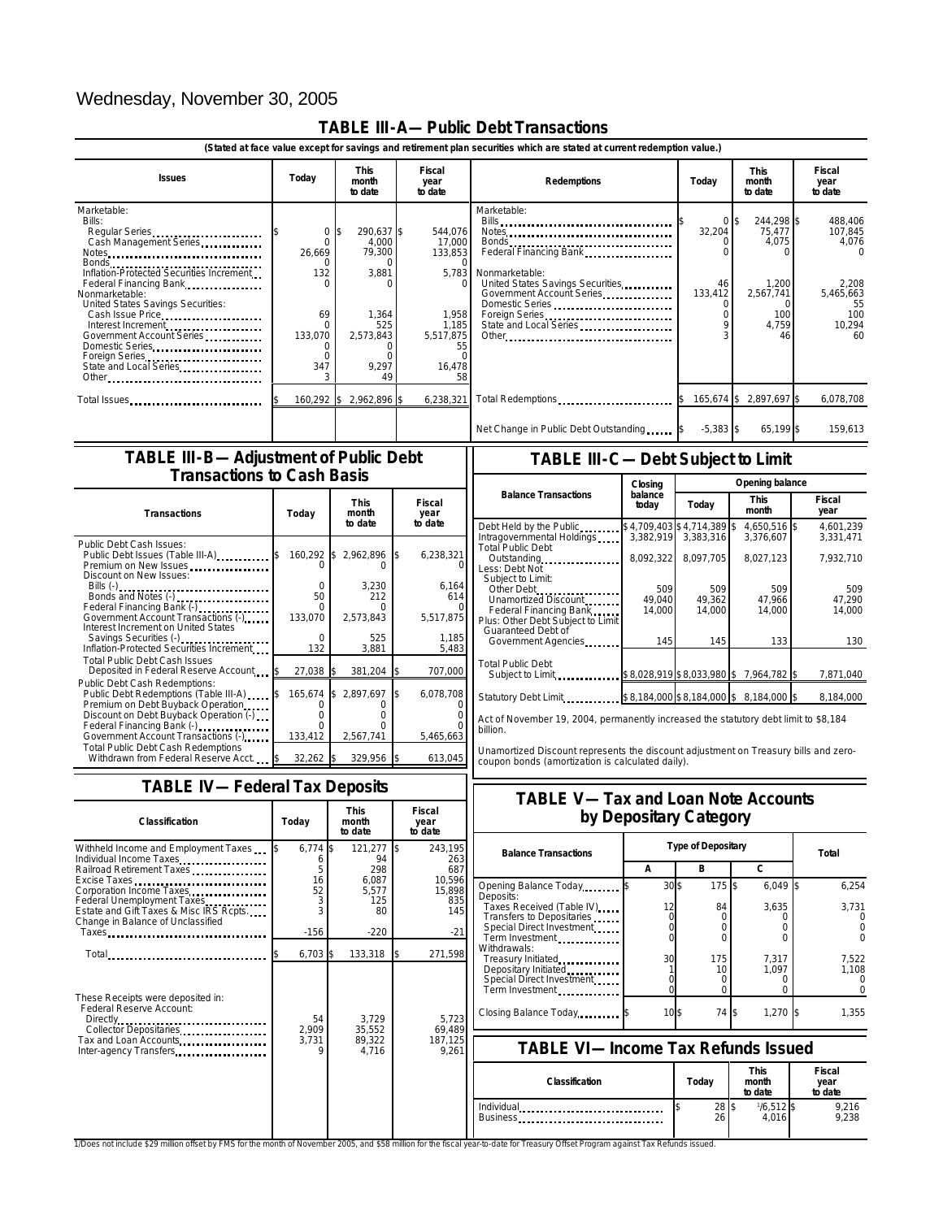Wednesday, November 30, 2005

## TABLE III-A— Public Debt Transactions

(Stated at face value except for savings and retirement plan securities which are stated at current redemption value.)

| Issues | Today | This month to date | Fiscal year to date |
|---|---|---|---|
| Marketable: | | | |
| Bills: | | | |
| Regular Series | $ 0 | $ 290,637 | $ 544,076 |
| Cash Management Series | 0 | 4,000 | 17,000 |
| Notes | 26,669 | 79,300 | 133,853 |
| Bonds | 0 | 0 | 0 |
| Inflation-Protected Securities Increment | 132 | 3,881 | 5,783 |
| Federal Financing Bank | 0 | 0 | 0 |
| Nonmarketable: | | | |
| United States Savings Securities: | | | |
| Cash Issue Price | 69 | 1,364 | 1,958 |
| Interest Increment | 0 | 525 | 1,185 |
| Government Account Series | 133,070 | 2,573,843 | 5,517,875 |
| Domestic Series | 0 | 0 | 55 |
| Foreign Series | 0 | 0 | 0 |
| State and Local Series | 347 | 9,297 | 16,478 |
| Other | 3 | 49 | 58 |
| Total Issues | $ 160,292 | $ 2,962,896 | $ 6,238,321 |

| Redemptions | Today | This month to date | Fiscal year to date |
|---|---|---|---|
| Marketable: | | | |
| Bills | $ 0 | $ 244,298 | $ 488,406 |
| Notes | 32,204 | 75,477 | 107,845 |
| Bonds | 0 | 4,075 | 4,076 |
| Federal Financing Bank | 0 | 0 | 0 |
| Nonmarketable: | | | |
| United States Savings Securities | 46 | 1,200 | 2,208 |
| Government Account Series | 133,412 | 2,567,741 | 5,465,663 |
| Domestic Series | 0 | 0 | 55 |
| Foreign Series | 0 | 100 | 100 |
| State and Local Series | 9 | 4,759 | 10,294 |
| Other | 3 | 46 | 60 |
| Total Redemptions | $ 165,674 | $ 2,897,697 | $ 6,078,708 |
| Net Change in Public Debt Outstanding | $ -5,383 | $ 65,199 | $ 159,613 |

## TABLE III-B— Adjustment of Public Debt Transactions to Cash Basis

| Transactions | Today | This month to date | Fiscal year to date |
|---|---|---|---|
| Public Debt Cash Issues: | | | |
| Public Debt Issues (Table III-A) | $ 160,292 | $ 2,962,896 | $ 6,238,321 |
| Premium on New Issues | 0 | 0 | 0 |
| Discount on New Issues: | | | |
| Bills (-) | 0 | 3,230 | 6,164 |
| Bonds and Notes (-) | 50 | 212 | 614 |
| Federal Financing Bank (-) | 0 | 0 | 0 |
| Government Account Transactions (-) | 133,070 | 2,573,843 | 5,517,875 |
| Interest Increment on United States Savings Securities (-) | 0 | 525 | 1,185 |
| Inflation-Protected Securities Increment | 132 | 3,881 | 5,483 |
| Total Public Debt Cash Issues Deposited in Federal Reserve Account | $ 27,038 | $ 381,204 | $ 707,000 |
| Public Debt Cash Redemptions: | | | |
| Public Debt Redemptions (Table III-A) | $ 165,674 | $ 2,897,697 | $ 6,078,708 |
| Premium on Debt Buyback Operation | 0 | 0 | 0 |
| Discount on Debt Buyback Operation (-) | 0 | 0 | 0 |
| Federal Financing Bank (-) | 0 | 0 | 0 |
| Government Account Transactions (-) | 133,412 | 2,567,741 | 5,465,663 |
| Total Public Debt Cash Redemptions Withdrawn from Federal Reserve Acct. | $ 32,262 | $ 329,956 | $ 613,045 |

## TABLE III-C— Debt Subject to Limit

| Balance Transactions | Closing balance today | Opening balance Today | This month | Fiscal year |
|---|---|---|---|---|
| Debt Held by the Public | $ 4,709,403 | $ 4,714,389 | $ 4,650,516 | $ 4,601,239 |
| Intragovernmental Holdings | 3,382,919 | 3,383,316 | 3,376,607 | 3,331,471 |
| Total Public Debt Outstanding | 8,092,322 | 8,097,705 | 8,027,123 | 7,932,710 |
| Less: Debt Not Subject to Limit: | | | | |
| Other Debt | 509 | 509 | 509 | 509 |
| Unamortized Discount | 49,040 | 49,362 | 47,966 | 47,290 |
| Federal Financing Bank | 14,000 | 14,000 | 14,000 | 14,000 |
| Plus: Other Debt Subject to Limit Guaranteed Debt of Government Agencies | 145 | 145 | 133 | 130 |
| Total Public Debt Subject to Limit | $ 8,028,919 | $ 8,033,980 | $ 7,964,782 | $ 7,871,040 |
| Statutory Debt Limit | $ 8,184,000 | $ 8,184,000 | $ 8,184,000 | $ 8,184,000 |

Act of November 19, 2004, permanently increased the statutory debt limit to $8,184 billion.

Unamortized Discount represents the discount adjustment on Treasury bills and zero-coupon bonds (amortization is calculated daily).

## TABLE IV— Federal Tax Deposits

| Classification | Today | This month to date | Fiscal year to date |
|---|---|---|---|
| Withheld Income and Employment Taxes | $ 6,774 | $ 121,277 | $ 243,195 |
| Individual Income Taxes | 6 | 94 | 263 |
| Railroad Retirement Taxes | 5 | 298 | 687 |
| Excise Taxes | 16 | 6,087 | 10,596 |
| Corporation Income Taxes | 52 | 5,577 | 15,898 |
| Federal Unemployment Taxes | 3 | 125 | 835 |
| Estate and Gift Taxes & Misc IRS Rcpts. | 3 | 80 | 145 |
| Change in Balance of Unclassified Taxes | -156 | -220 | -21 |
| Total | $ 6,703 | $ 133,318 | $ 271,598 |
| These Receipts were deposited in: | | | |
| Federal Reserve Account: | | | |
| Directly | 54 | 3,729 | 5,723 |
| Collector Depositaries | 2,909 | 35,552 | 69,489 |
| Tax and Loan Accounts | 3,731 | 89,322 | 187,125 |
| Inter-agency Transfers | 9 | 4,716 | 9,261 |

## TABLE V— Tax and Loan Note Accounts by Depositary Category

| Balance Transactions | Type of Depositary A | B | C | Total |
|---|---|---|---|---|
| Opening Balance Today | $ 30 | $ 175 | $ 6,049 | $ 6,254 |
| Deposits: | | | | |
| Taxes Received (Table IV) | 12 | 84 | 3,635 | 3,731 |
| Transfers to Depositaries | 0 | 0 | 0 | 0 |
| Special Direct Investment | 0 | 0 | 0 | 0 |
| Term Investment | 0 | 0 | 0 | 0 |
| Withdrawals: | | | | |
| Treasury Initiated | 30 | 175 | 7,317 | 7,522 |
| Depositary Initiated | 1 | 10 | 1,097 | 1,108 |
| Special Direct Investment | 0 | 0 | 0 | 0 |
| Term Investment | 0 | 0 | 0 | 0 |
| Closing Balance Today | $ 10 | $ 74 | $ 1,270 | $ 1,355 |

## TABLE VI— Income Tax Refunds Issued

| Classification | Today | This month to date | Fiscal year to date |
|---|---|---|---|
| Individual | $ 28 | $ 1/6,512 | $ 9,216 |
| Business | 26 | 4,016 | 9,238 |

1/Does not include $29 million offset by FMS for the month of November 2005, and $58 million for the fiscal year-to-date for Treasury Offset Program against Tax Refunds issued.